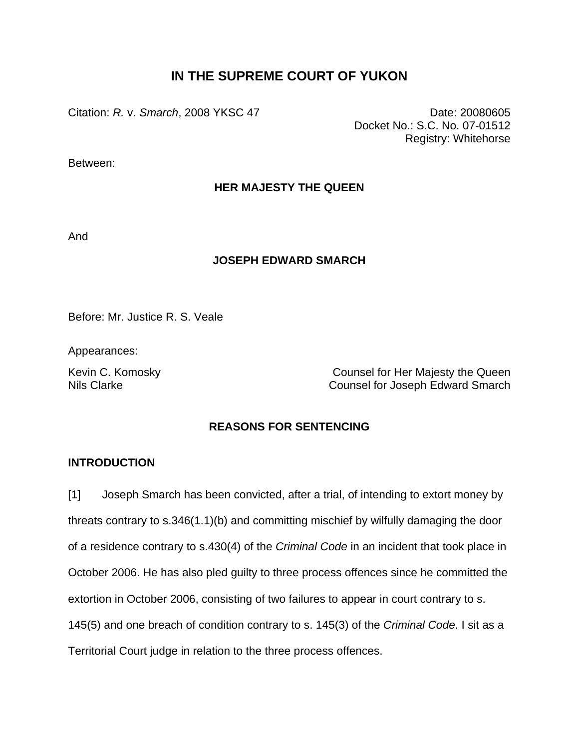# IN THE SUPREME COURT OF YUKON

Citation: *R.* v. *Smarch*, 2008 YKSC 47

Date: 20080605
Docket No.: S.C. No. 07-01512
Registry: Whitehorse

Between:

**HER MAJESTY THE QUEEN**

And

**JOSEPH EDWARD SMARCH**

Before: Mr. Justice R. S. Veale

Appearances:

Kevin C. Komosky — Counsel for Her Majesty the Queen
Nils Clarke — Counsel for Joseph Edward Smarch

## REASONS FOR SENTENCING

### INTRODUCTION

[1] Joseph Smarch has been convicted, after a trial, of intending to extort money by threats contrary to s.346(1.1)(b) and committing mischief by wilfully damaging the door of a residence contrary to s.430(4) of the *Criminal Code* in an incident that took place in October 2006. He has also pled guilty to three process offences since he committed the extortion in October 2006, consisting of two failures to appear in court contrary to s. 145(5) and one breach of condition contrary to s. 145(3) of the *Criminal Code*. I sit as a Territorial Court judge in relation to the three process offences.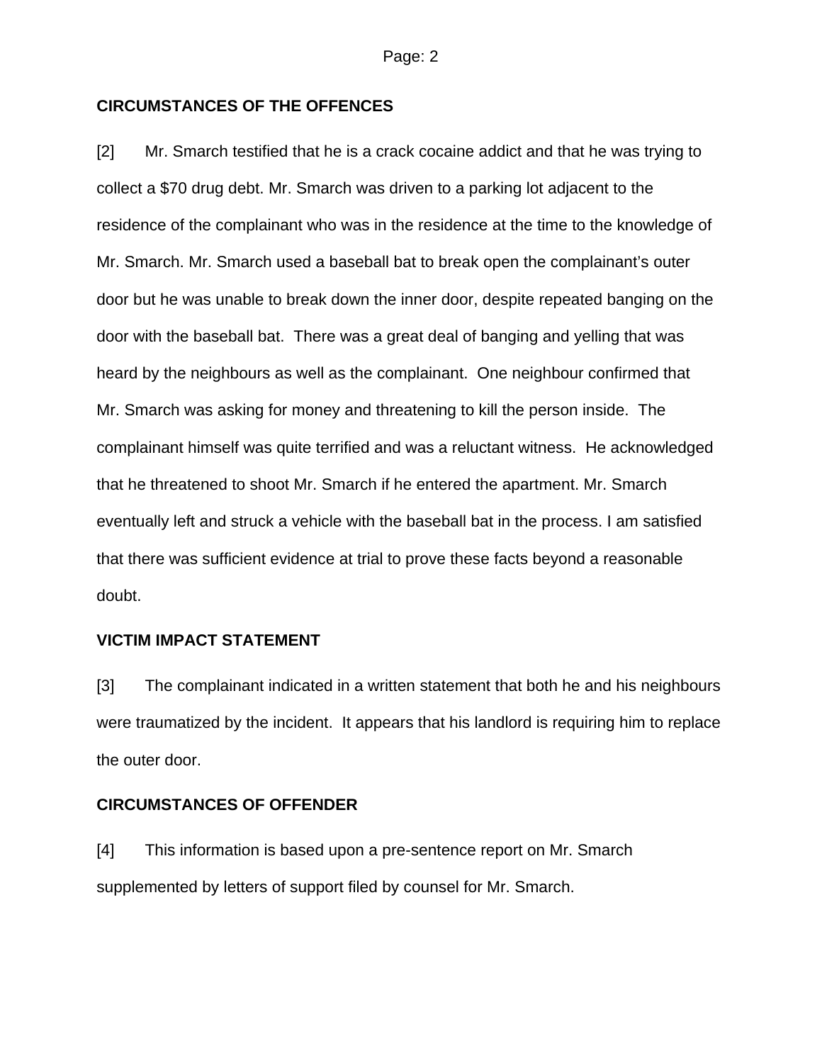## CIRCUMSTANCES OF THE OFFENCES

[2] Mr. Smarch testified that he is a crack cocaine addict and that he was trying to collect a $70 drug debt. Mr. Smarch was driven to a parking lot adjacent to the residence of the complainant who was in the residence at the time to the knowledge of Mr. Smarch. Mr. Smarch used a baseball bat to break open the complainant's outer door but he was unable to break down the inner door, despite repeated banging on the door with the baseball bat. There was a great deal of banging and yelling that was heard by the neighbours as well as the complainant. One neighbour confirmed that Mr. Smarch was asking for money and threatening to kill the person inside. The complainant himself was quite terrified and was a reluctant witness. He acknowledged that he threatened to shoot Mr. Smarch if he entered the apartment. Mr. Smarch eventually left and struck a vehicle with the baseball bat in the process. I am satisfied that there was sufficient evidence at trial to prove these facts beyond a reasonable doubt.

## VICTIM IMPACT STATEMENT

[3] The complainant indicated in a written statement that both he and his neighbours were traumatized by the incident. It appears that his landlord is requiring him to replace the outer door.

## CIRCUMSTANCES OF OFFENDER

[4] This information is based upon a pre-sentence report on Mr. Smarch supplemented by letters of support filed by counsel for Mr. Smarch.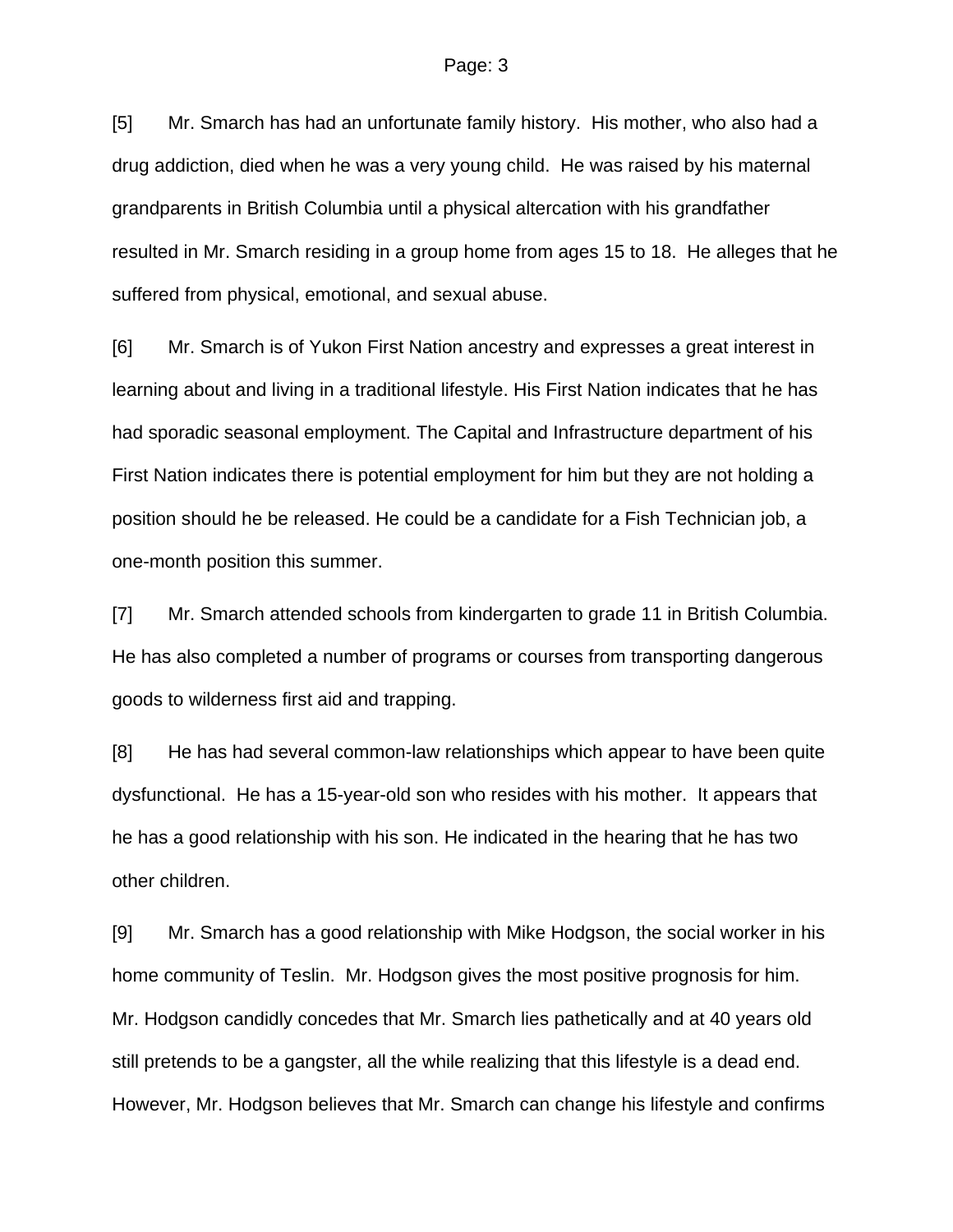[5] Mr. Smarch has had an unfortunate family history. His mother, who also had a drug addiction, died when he was a very young child. He was raised by his maternal grandparents in British Columbia until a physical altercation with his grandfather resulted in Mr. Smarch residing in a group home from ages 15 to 18. He alleges that he suffered from physical, emotional, and sexual abuse.

[6] Mr. Smarch is of Yukon First Nation ancestry and expresses a great interest in learning about and living in a traditional lifestyle. His First Nation indicates that he has had sporadic seasonal employment. The Capital and Infrastructure department of his First Nation indicates there is potential employment for him but they are not holding a position should he be released. He could be a candidate for a Fish Technician job, a one-month position this summer.

[7] Mr. Smarch attended schools from kindergarten to grade 11 in British Columbia. He has also completed a number of programs or courses from transporting dangerous goods to wilderness first aid and trapping.

[8] He has had several common-law relationships which appear to have been quite dysfunctional. He has a 15-year-old son who resides with his mother. It appears that he has a good relationship with his son. He indicated in the hearing that he has two other children.

[9] Mr. Smarch has a good relationship with Mike Hodgson, the social worker in his home community of Teslin. Mr. Hodgson gives the most positive prognosis for him. Mr. Hodgson candidly concedes that Mr. Smarch lies pathetically and at 40 years old still pretends to be a gangster, all the while realizing that this lifestyle is a dead end. However, Mr. Hodgson believes that Mr. Smarch can change his lifestyle and confirms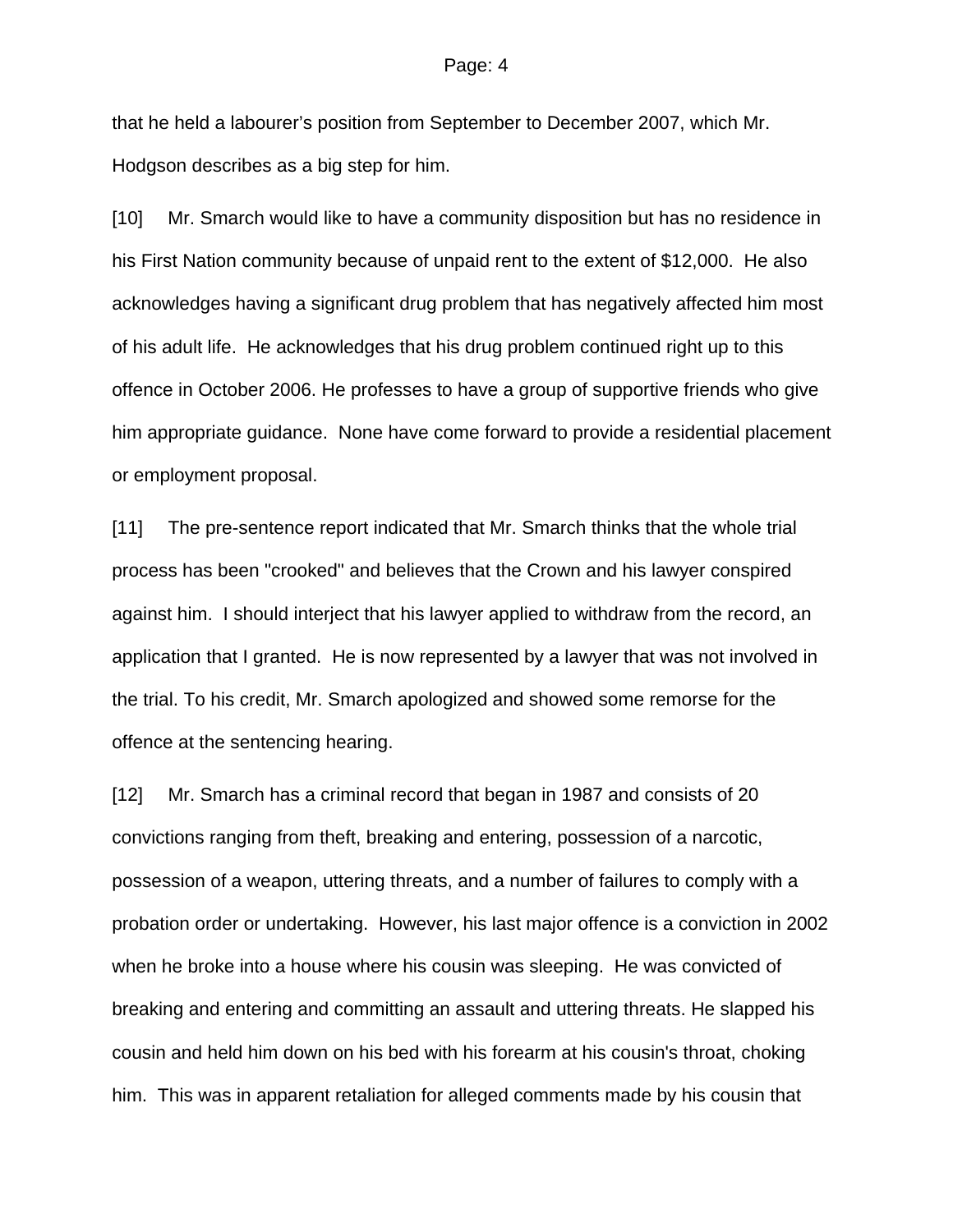that he held a labourer's position from September to December 2007, which Mr. Hodgson describes as a big step for him.

[10] Mr. Smarch would like to have a community disposition but has no residence in his First Nation community because of unpaid rent to the extent of $12,000. He also acknowledges having a significant drug problem that has negatively affected him most of his adult life. He acknowledges that his drug problem continued right up to this offence in October 2006. He professes to have a group of supportive friends who give him appropriate guidance. None have come forward to provide a residential placement or employment proposal.

[11] The pre-sentence report indicated that Mr. Smarch thinks that the whole trial process has been "crooked" and believes that the Crown and his lawyer conspired against him. I should interject that his lawyer applied to withdraw from the record, an application that I granted. He is now represented by a lawyer that was not involved in the trial. To his credit, Mr. Smarch apologized and showed some remorse for the offence at the sentencing hearing.

[12] Mr. Smarch has a criminal record that began in 1987 and consists of 20 convictions ranging from theft, breaking and entering, possession of a narcotic, possession of a weapon, uttering threats, and a number of failures to comply with a probation order or undertaking. However, his last major offence is a conviction in 2002 when he broke into a house where his cousin was sleeping. He was convicted of breaking and entering and committing an assault and uttering threats. He slapped his cousin and held him down on his bed with his forearm at his cousin's throat, choking him. This was in apparent retaliation for alleged comments made by his cousin that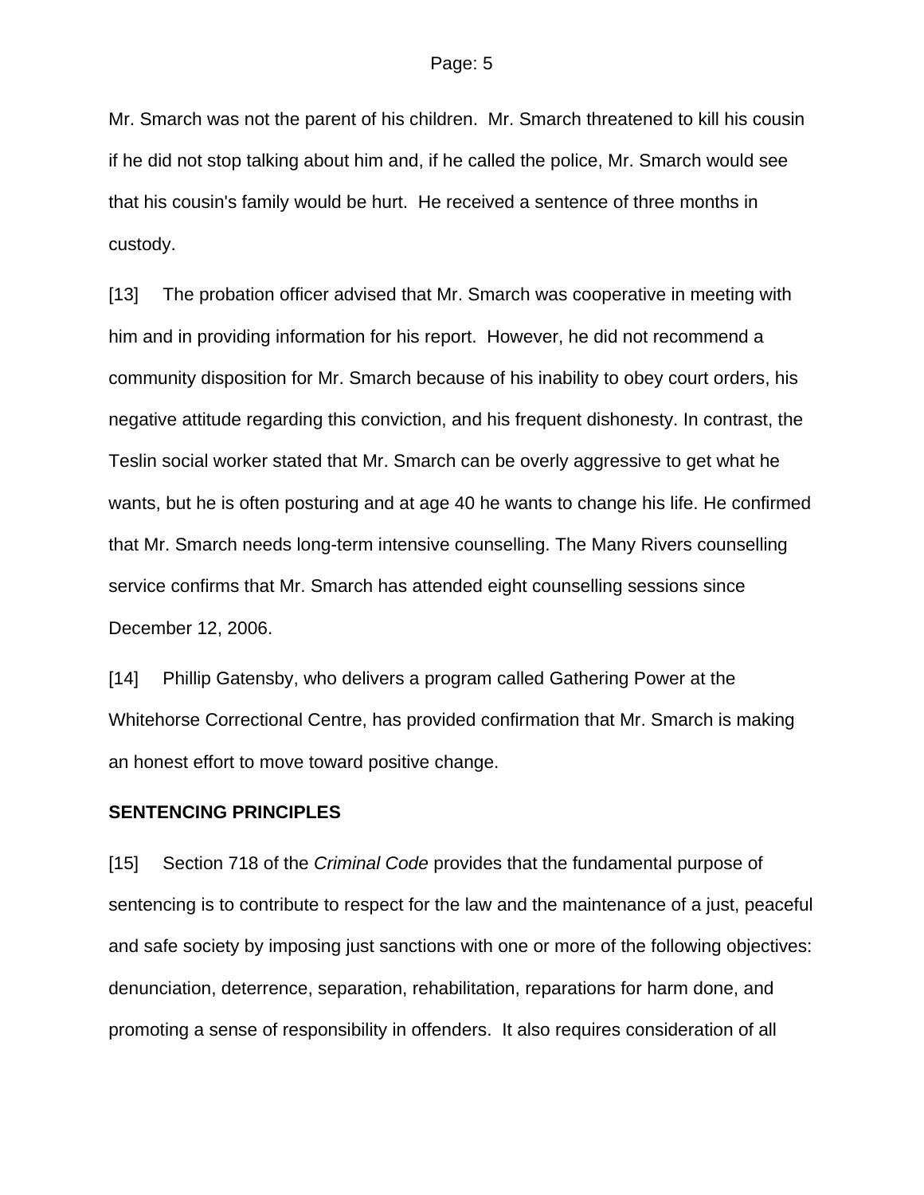Mr. Smarch was not the parent of his children. Mr. Smarch threatened to kill his cousin if he did not stop talking about him and, if he called the police, Mr. Smarch would see that his cousin's family would be hurt. He received a sentence of three months in custody.

[13] The probation officer advised that Mr. Smarch was cooperative in meeting with him and in providing information for his report. However, he did not recommend a community disposition for Mr. Smarch because of his inability to obey court orders, his negative attitude regarding this conviction, and his frequent dishonesty. In contrast, the Teslin social worker stated that Mr. Smarch can be overly aggressive to get what he wants, but he is often posturing and at age 40 he wants to change his life. He confirmed that Mr. Smarch needs long-term intensive counselling. The Many Rivers counselling service confirms that Mr. Smarch has attended eight counselling sessions since December 12, 2006.

[14] Phillip Gatensby, who delivers a program called Gathering Power at the Whitehorse Correctional Centre, has provided confirmation that Mr. Smarch is making an honest effort to move toward positive change.

## SENTENCING PRINCIPLES

[15] Section 718 of the *Criminal Code* provides that the fundamental purpose of sentencing is to contribute to respect for the law and the maintenance of a just, peaceful and safe society by imposing just sanctions with one or more of the following objectives: denunciation, deterrence, separation, rehabilitation, reparations for harm done, and promoting a sense of responsibility in offenders. It also requires consideration of all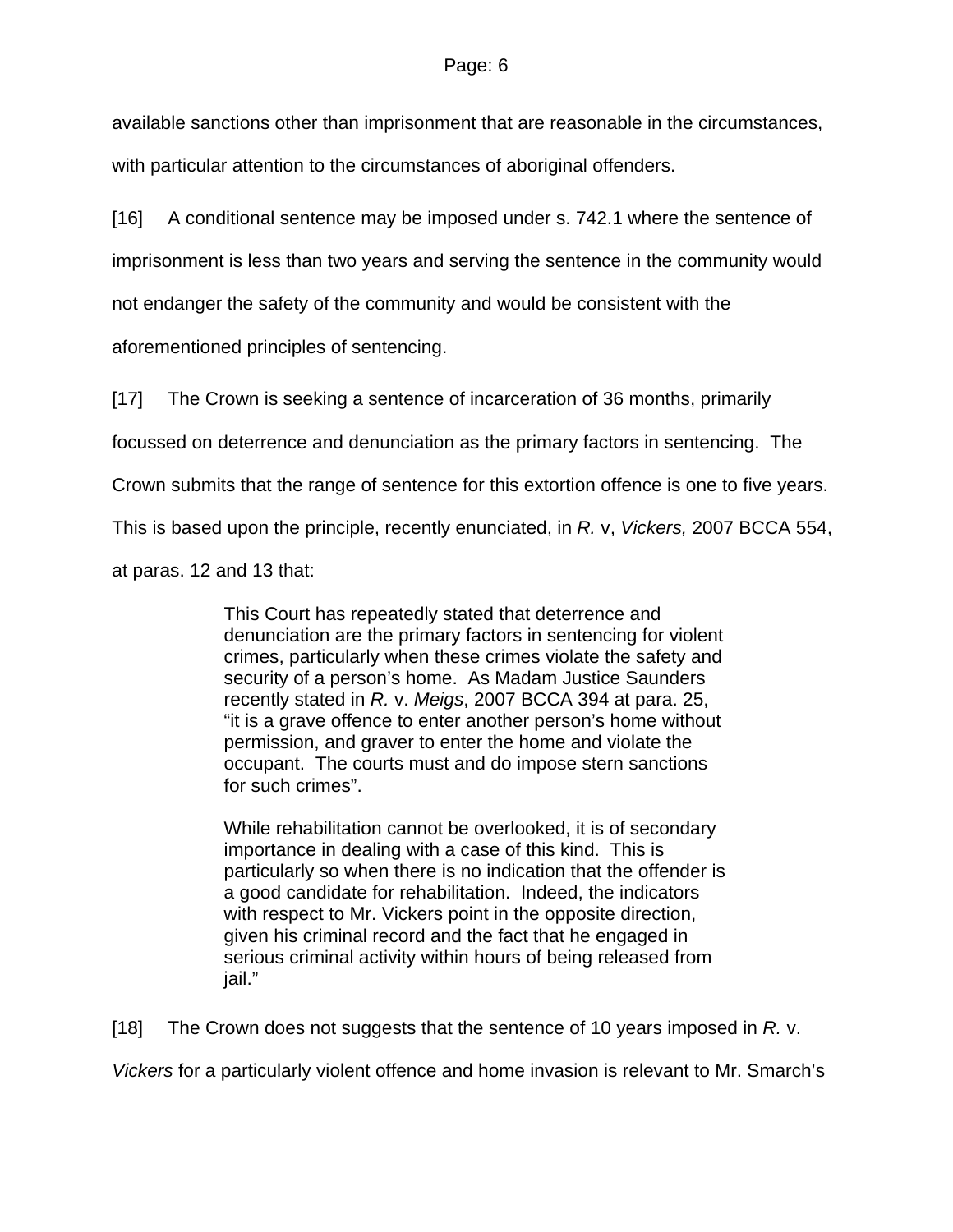available sanctions other than imprisonment that are reasonable in the circumstances, with particular attention to the circumstances of aboriginal offenders.

[16] A conditional sentence may be imposed under s. 742.1 where the sentence of imprisonment is less than two years and serving the sentence in the community would not endanger the safety of the community and would be consistent with the aforementioned principles of sentencing.

[17] The Crown is seeking a sentence of incarceration of 36 months, primarily focussed on deterrence and denunciation as the primary factors in sentencing. The Crown submits that the range of sentence for this extortion offence is one to five years. This is based upon the principle, recently enunciated, in *R.* v, *Vickers,* 2007 BCCA 554, at paras. 12 and 13 that:

> This Court has repeatedly stated that deterrence and denunciation are the primary factors in sentencing for violent crimes, particularly when these crimes violate the safety and security of a person's home. As Madam Justice Saunders recently stated in *R.* v. *Meigs*, 2007 BCCA 394 at para. 25, "it is a grave offence to enter another person's home without permission, and graver to enter the home and violate the occupant. The courts must and do impose stern sanctions for such crimes".
>
> While rehabilitation cannot be overlooked, it is of secondary importance in dealing with a case of this kind. This is particularly so when there is no indication that the offender is a good candidate for rehabilitation. Indeed, the indicators with respect to Mr. Vickers point in the opposite direction, given his criminal record and the fact that he engaged in serious criminal activity within hours of being released from jail."

[18] The Crown does not suggests that the sentence of 10 years imposed in *R.* v. *Vickers* for a particularly violent offence and home invasion is relevant to Mr. Smarch's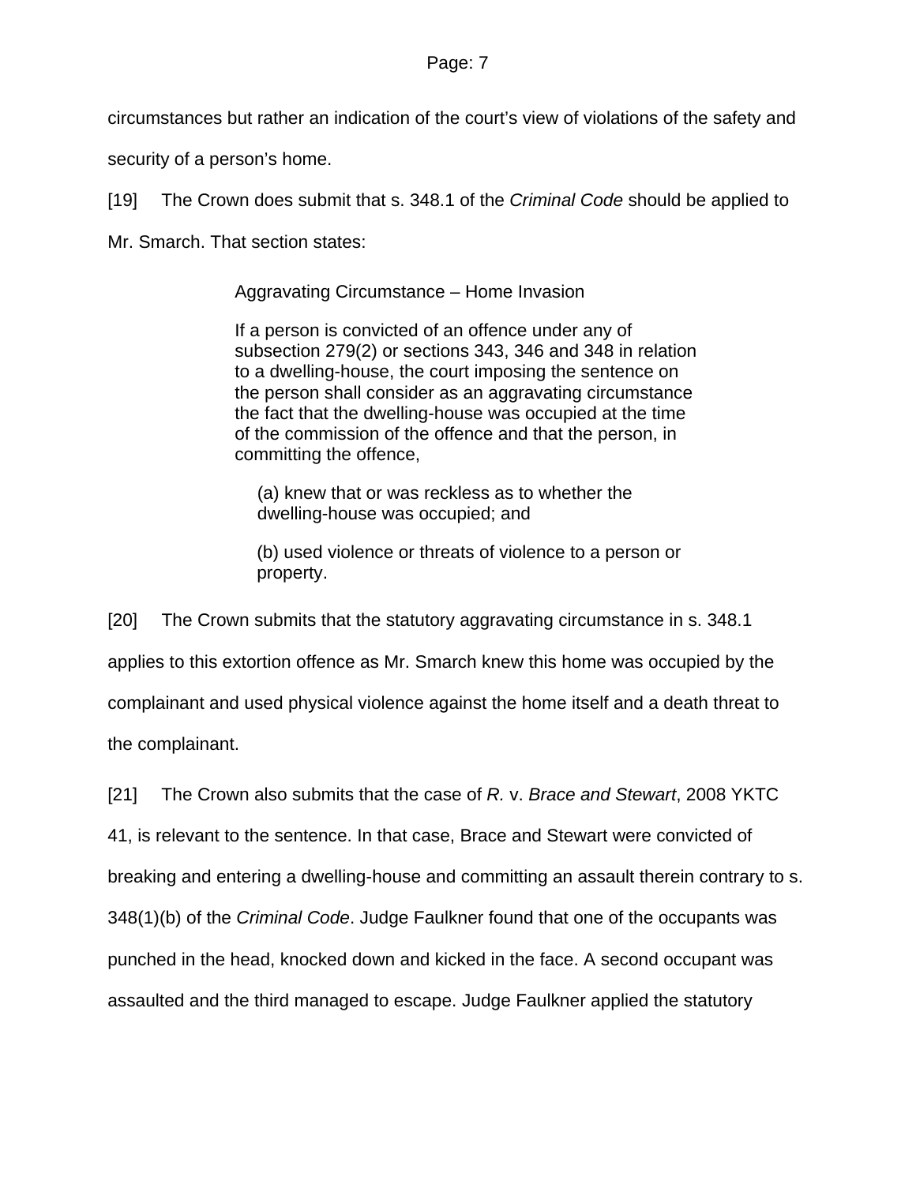circumstances but rather an indication of the court's view of violations of the safety and security of a person's home.

[19] The Crown does submit that s. 348.1 of the *Criminal Code* should be applied to Mr. Smarch. That section states:

> Aggravating Circumstance – Home Invasion
>
> If a person is convicted of an offence under any of subsection 279(2) or sections 343, 346 and 348 in relation to a dwelling-house, the court imposing the sentence on the person shall consider as an aggravating circumstance the fact that the dwelling-house was occupied at the time of the commission of the offence and that the person, in committing the offence,
>
> (a) knew that or was reckless as to whether the dwelling-house was occupied; and
>
> (b) used violence or threats of violence to a person or property.

[20] The Crown submits that the statutory aggravating circumstance in s. 348.1 applies to this extortion offence as Mr. Smarch knew this home was occupied by the complainant and used physical violence against the home itself and a death threat to the complainant.

[21] The Crown also submits that the case of *R.* v. *Brace and Stewart*, 2008 YKTC 41, is relevant to the sentence. In that case, Brace and Stewart were convicted of breaking and entering a dwelling-house and committing an assault therein contrary to s. 348(1)(b) of the *Criminal Code*. Judge Faulkner found that one of the occupants was punched in the head, knocked down and kicked in the face. A second occupant was assaulted and the third managed to escape. Judge Faulkner applied the statutory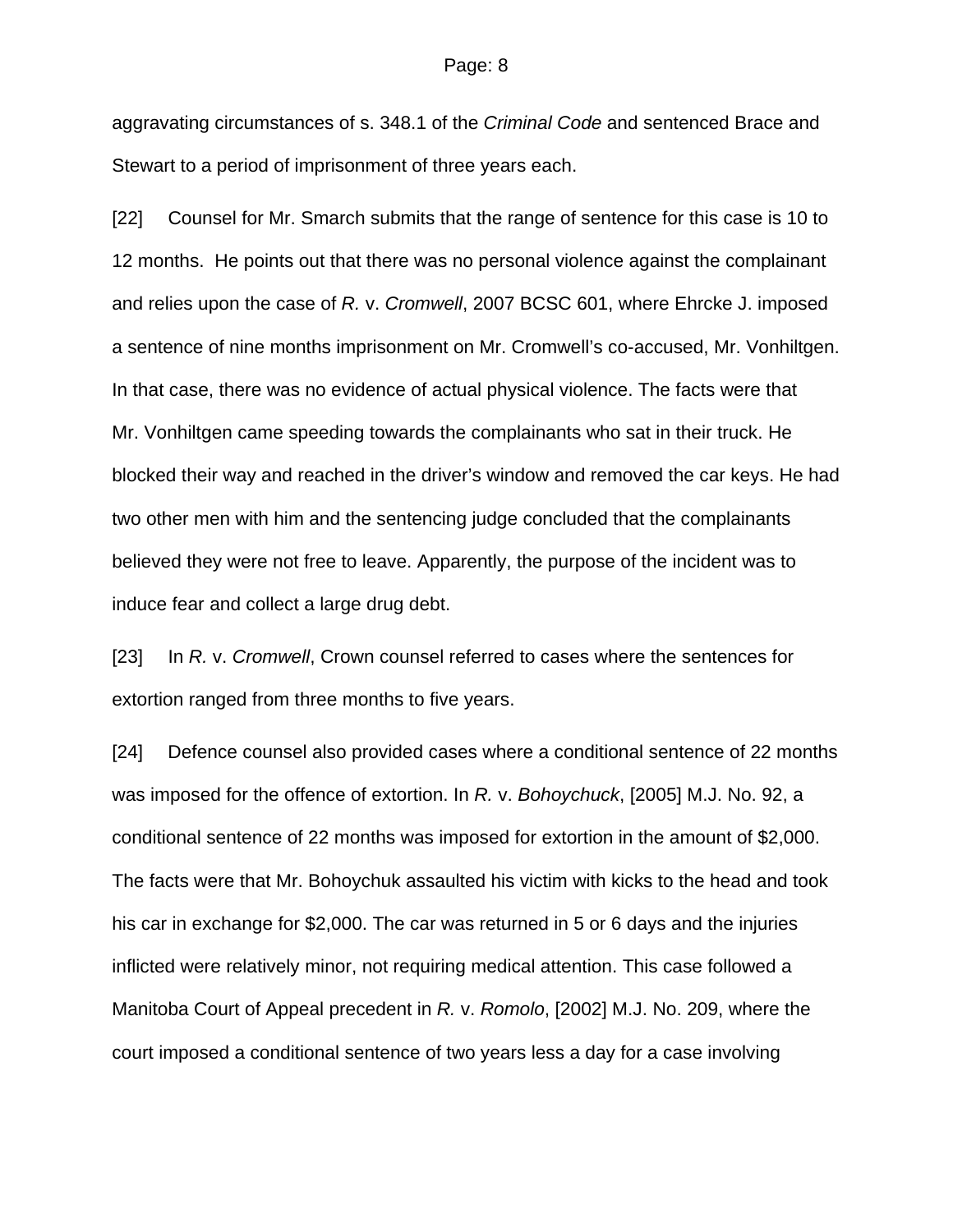aggravating circumstances of s. 348.1 of the *Criminal Code* and sentenced Brace and Stewart to a period of imprisonment of three years each.

[22] Counsel for Mr. Smarch submits that the range of sentence for this case is 10 to 12 months. He points out that there was no personal violence against the complainant and relies upon the case of *R.* v. *Cromwell*, 2007 BCSC 601, where Ehrcke J. imposed a sentence of nine months imprisonment on Mr. Cromwell's co-accused, Mr. Vonhiltgen. In that case, there was no evidence of actual physical violence. The facts were that Mr. Vonhiltgen came speeding towards the complainants who sat in their truck. He blocked their way and reached in the driver's window and removed the car keys. He had two other men with him and the sentencing judge concluded that the complainants believed they were not free to leave. Apparently, the purpose of the incident was to induce fear and collect a large drug debt.

[23] In *R.* v. *Cromwell*, Crown counsel referred to cases where the sentences for extortion ranged from three months to five years.

[24] Defence counsel also provided cases where a conditional sentence of 22 months was imposed for the offence of extortion. In *R.* v. *Bohoychuck*, [2005] M.J. No. 92, a conditional sentence of 22 months was imposed for extortion in the amount of $2,000. The facts were that Mr. Bohoychuk assaulted his victim with kicks to the head and took his car in exchange for $2,000. The car was returned in 5 or 6 days and the injuries inflicted were relatively minor, not requiring medical attention. This case followed a Manitoba Court of Appeal precedent in *R.* v. *Romolo*, [2002] M.J. No. 209, where the court imposed a conditional sentence of two years less a day for a case involving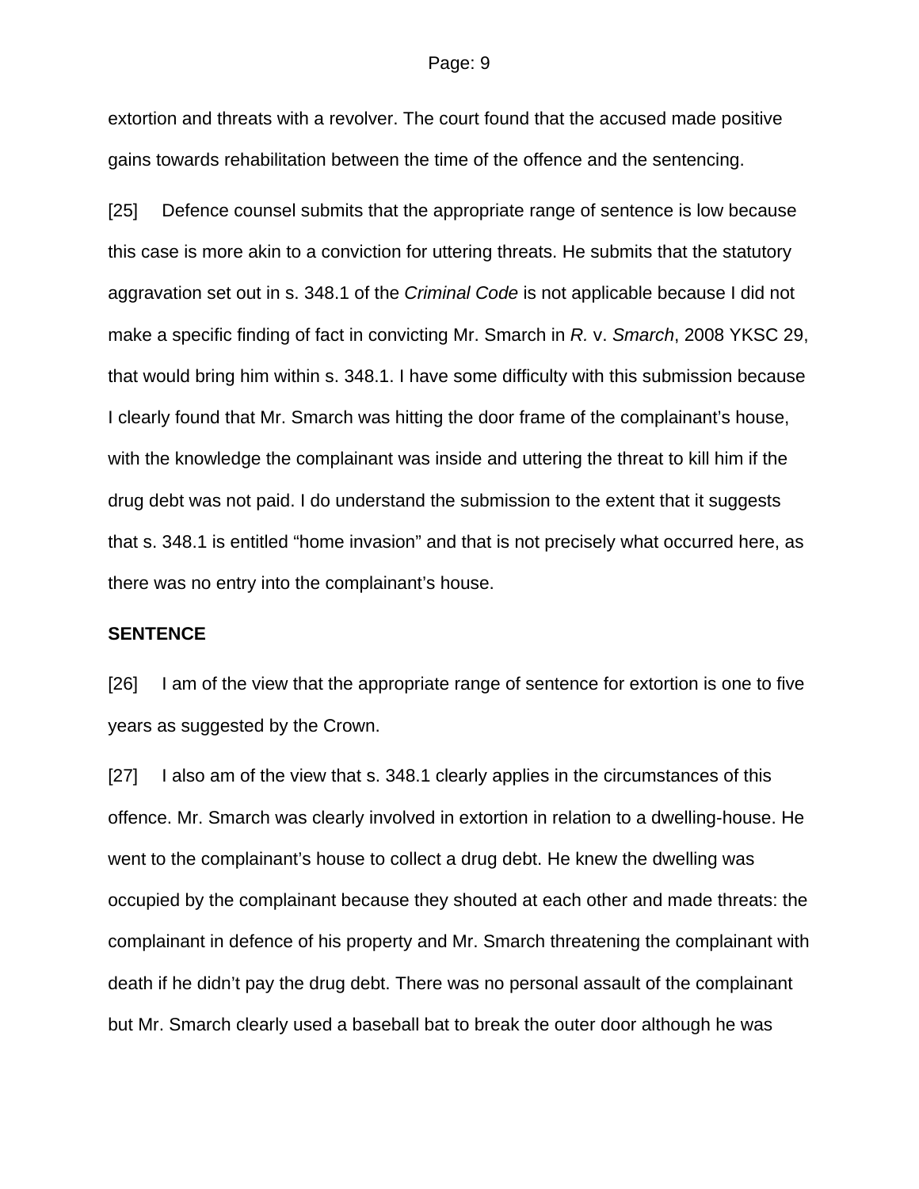extortion and threats with a revolver. The court found that the accused made positive gains towards rehabilitation between the time of the offence and the sentencing.

[25] Defence counsel submits that the appropriate range of sentence is low because this case is more akin to a conviction for uttering threats. He submits that the statutory aggravation set out in s. 348.1 of the *Criminal Code* is not applicable because I did not make a specific finding of fact in convicting Mr. Smarch in *R.* v. *Smarch*, 2008 YKSC 29, that would bring him within s. 348.1. I have some difficulty with this submission because I clearly found that Mr. Smarch was hitting the door frame of the complainant's house, with the knowledge the complainant was inside and uttering the threat to kill him if the drug debt was not paid. I do understand the submission to the extent that it suggests that s. 348.1 is entitled "home invasion" and that is not precisely what occurred here, as there was no entry into the complainant's house.

**SENTENCE**

[26] I am of the view that the appropriate range of sentence for extortion is one to five years as suggested by the Crown.

[27] I also am of the view that s. 348.1 clearly applies in the circumstances of this offence. Mr. Smarch was clearly involved in extortion in relation to a dwelling-house. He went to the complainant's house to collect a drug debt. He knew the dwelling was occupied by the complainant because they shouted at each other and made threats: the complainant in defence of his property and Mr. Smarch threatening the complainant with death if he didn't pay the drug debt. There was no personal assault of the complainant but Mr. Smarch clearly used a baseball bat to break the outer door although he was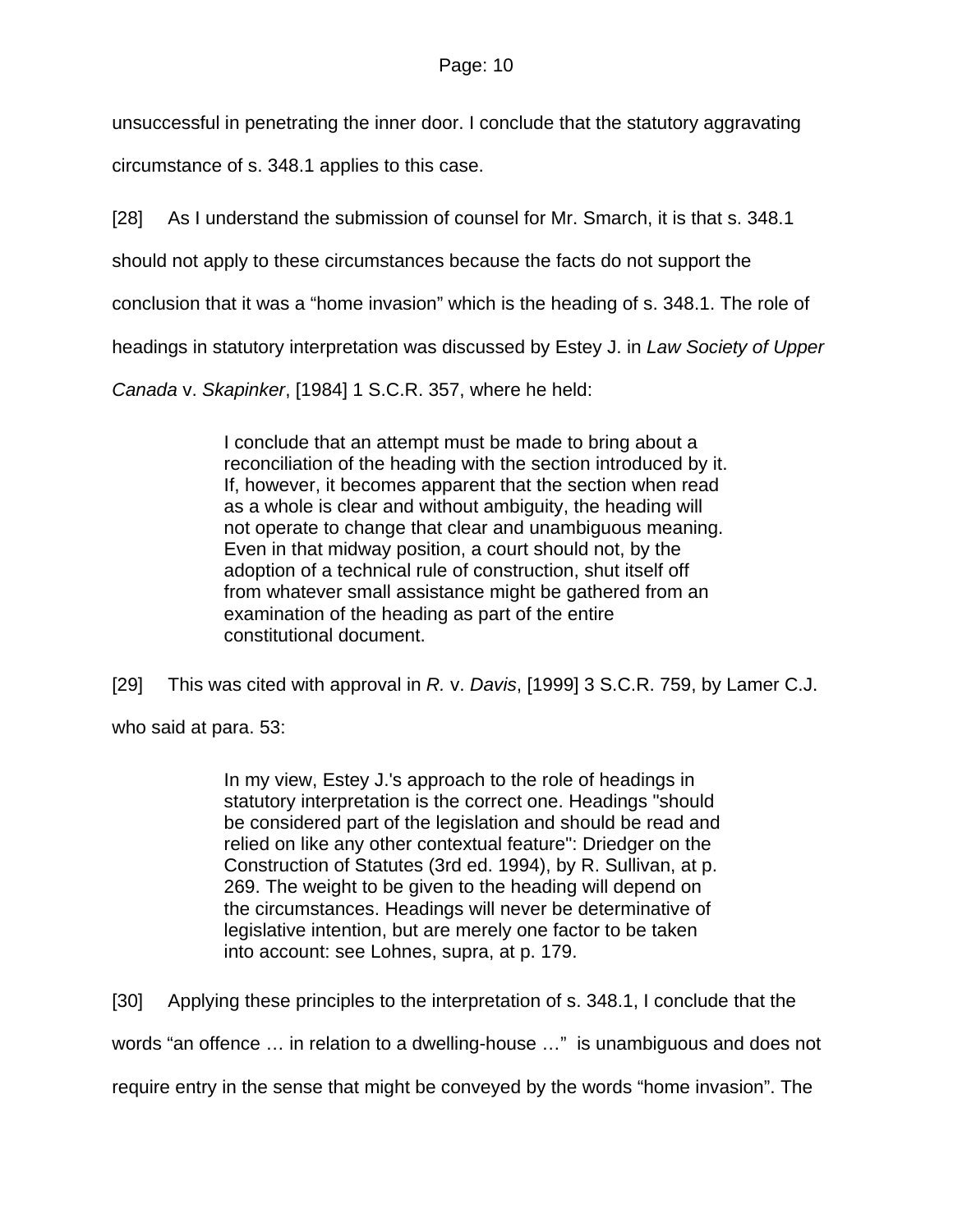unsuccessful in penetrating the inner door. I conclude that the statutory aggravating circumstance of s. 348.1 applies to this case.

[28] As I understand the submission of counsel for Mr. Smarch, it is that s. 348.1 should not apply to these circumstances because the facts do not support the conclusion that it was a "home invasion" which is the heading of s. 348.1. The role of headings in statutory interpretation was discussed by Estey J. in *Law Society of Upper Canada* v. *Skapinker*, [1984] 1 S.C.R. 357, where he held:

> I conclude that an attempt must be made to bring about a reconciliation of the heading with the section introduced by it. If, however, it becomes apparent that the section when read as a whole is clear and without ambiguity, the heading will not operate to change that clear and unambiguous meaning. Even in that midway position, a court should not, by the adoption of a technical rule of construction, shut itself off from whatever small assistance might be gathered from an examination of the heading as part of the entire constitutional document.

[29] This was cited with approval in *R.* v. *Davis*, [1999] 3 S.C.R. 759, by Lamer C.J. who said at para. 53:

> In my view, Estey J.'s approach to the role of headings in statutory interpretation is the correct one. Headings "should be considered part of the legislation and should be read and relied on like any other contextual feature": Driedger on the Construction of Statutes (3rd ed. 1994), by R. Sullivan, at p. 269. The weight to be given to the heading will depend on the circumstances. Headings will never be determinative of legislative intention, but are merely one factor to be taken into account: see Lohnes, supra, at p. 179.

[30] Applying these principles to the interpretation of s. 348.1, I conclude that the words "an offence … in relation to a dwelling-house …" is unambiguous and does not require entry in the sense that might be conveyed by the words "home invasion". The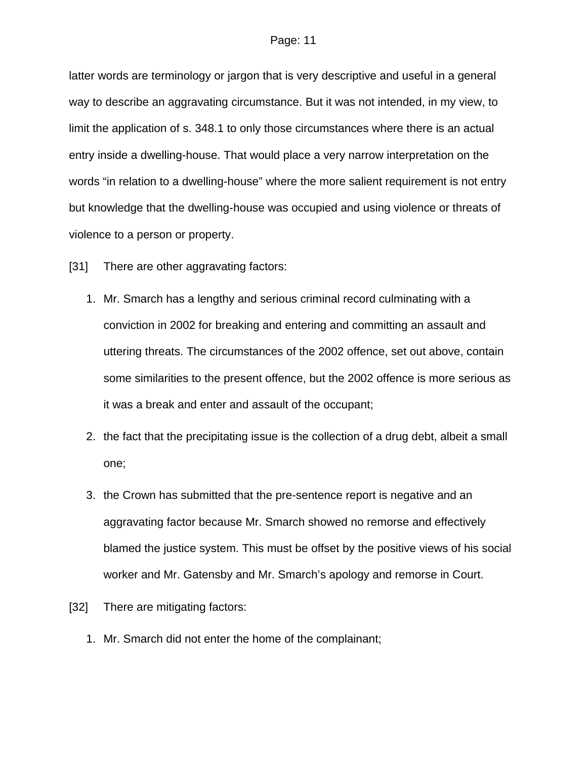latter words are terminology or jargon that is very descriptive and useful in a general way to describe an aggravating circumstance. But it was not intended, in my view, to limit the application of s. 348.1 to only those circumstances where there is an actual entry inside a dwelling-house. That would place a very narrow interpretation on the words "in relation to a dwelling-house" where the more salient requirement is not entry but knowledge that the dwelling-house was occupied and using violence or threats of violence to a person or property.

[31] There are other aggravating factors:

1. Mr. Smarch has a lengthy and serious criminal record culminating with a conviction in 2002 for breaking and entering and committing an assault and uttering threats. The circumstances of the 2002 offence, set out above, contain some similarities to the present offence, but the 2002 offence is more serious as it was a break and enter and assault of the occupant;
2. the fact that the precipitating issue is the collection of a drug debt, albeit a small one;
3. the Crown has submitted that the pre-sentence report is negative and an aggravating factor because Mr. Smarch showed no remorse and effectively blamed the justice system. This must be offset by the positive views of his social worker and Mr. Gatensby and Mr. Smarch's apology and remorse in Court.

[32] There are mitigating factors:

1. Mr. Smarch did not enter the home of the complainant;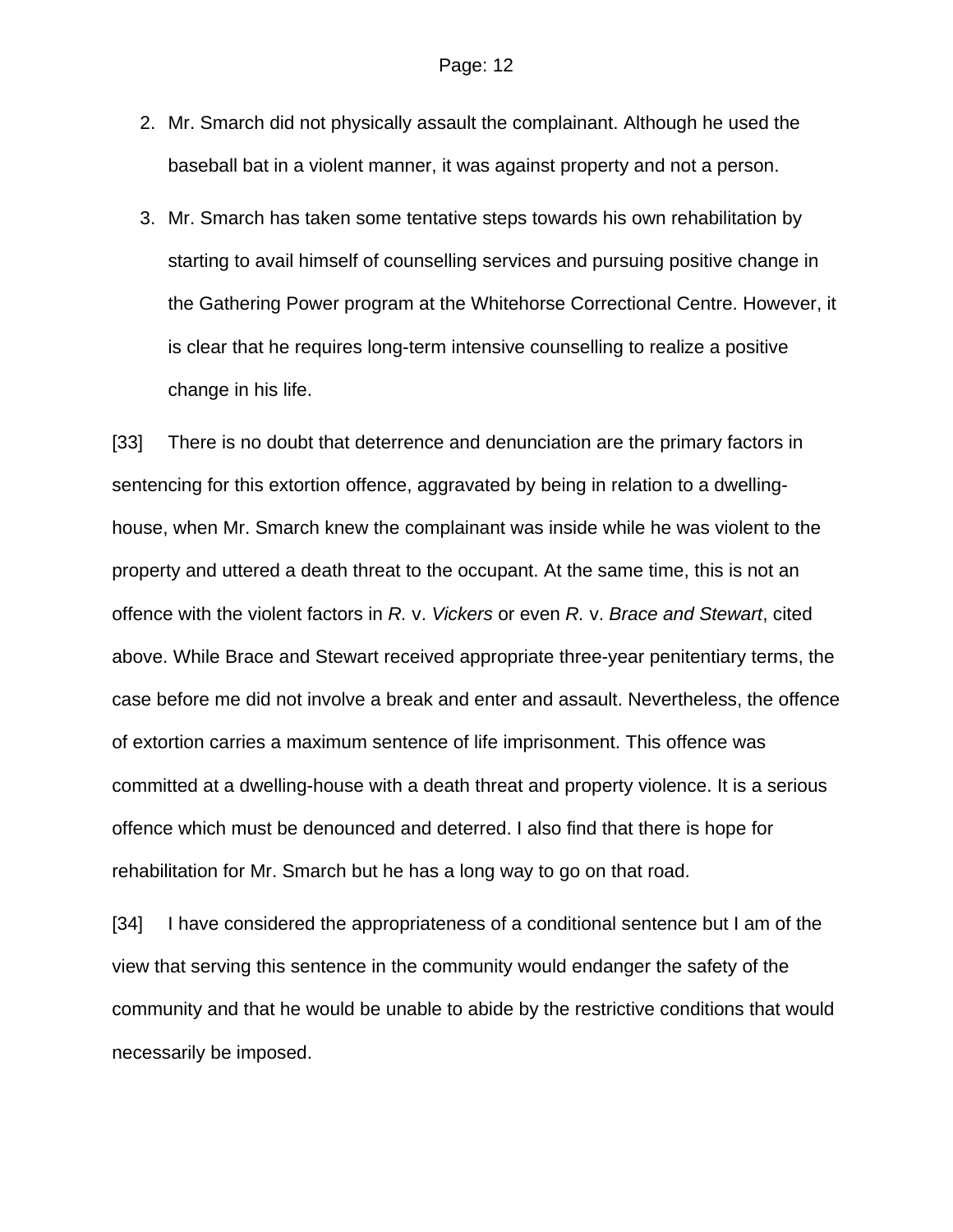2. Mr. Smarch did not physically assault the complainant. Although he used the baseball bat in a violent manner, it was against property and not a person.
3. Mr. Smarch has taken some tentative steps towards his own rehabilitation by starting to avail himself of counselling services and pursuing positive change in the Gathering Power program at the Whitehorse Correctional Centre. However, it is clear that he requires long-term intensive counselling to realize a positive change in his life.

[33] There is no doubt that deterrence and denunciation are the primary factors in sentencing for this extortion offence, aggravated by being in relation to a dwelling-house, when Mr. Smarch knew the complainant was inside while he was violent to the property and uttered a death threat to the occupant. At the same time, this is not an offence with the violent factors in *R.* v. *Vickers* or even *R.* v. *Brace and Stewart*, cited above. While Brace and Stewart received appropriate three-year penitentiary terms, the case before me did not involve a break and enter and assault. Nevertheless, the offence of extortion carries a maximum sentence of life imprisonment. This offence was committed at a dwelling-house with a death threat and property violence. It is a serious offence which must be denounced and deterred. I also find that there is hope for rehabilitation for Mr. Smarch but he has a long way to go on that road.

[34] I have considered the appropriateness of a conditional sentence but I am of the view that serving this sentence in the community would endanger the safety of the community and that he would be unable to abide by the restrictive conditions that would necessarily be imposed.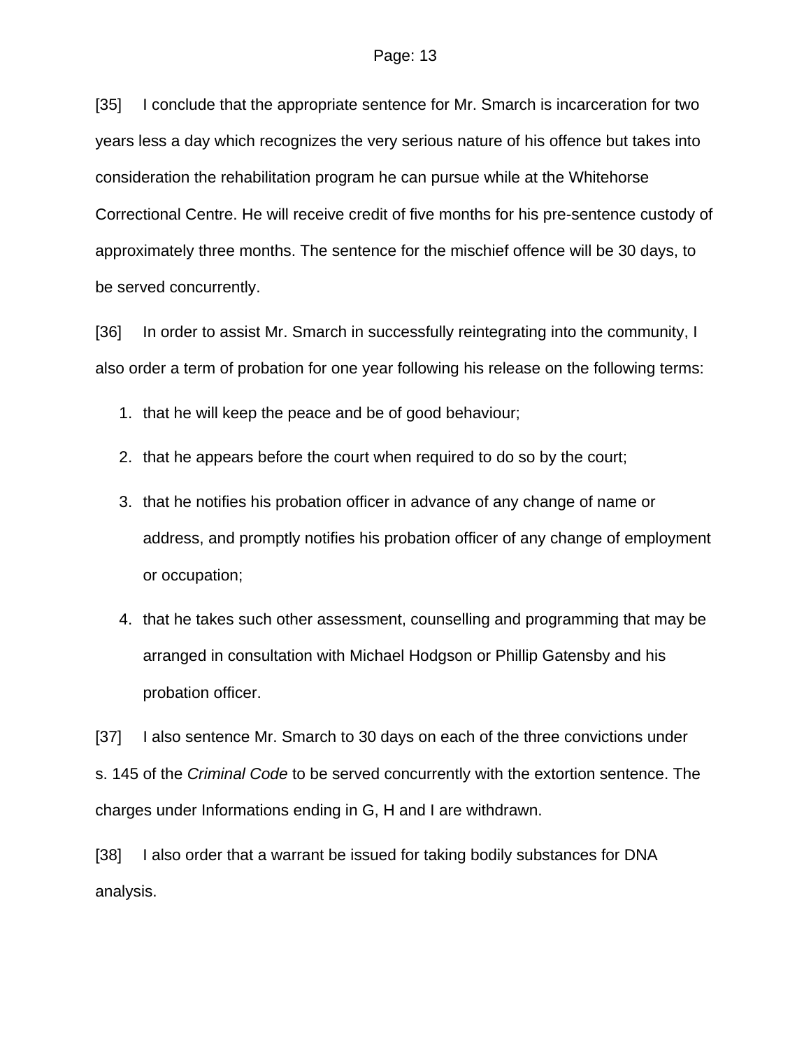[35] I conclude that the appropriate sentence for Mr. Smarch is incarceration for two years less a day which recognizes the very serious nature of his offence but takes into consideration the rehabilitation program he can pursue while at the Whitehorse Correctional Centre. He will receive credit of five months for his pre-sentence custody of approximately three months. The sentence for the mischief offence will be 30 days, to be served concurrently.

[36] In order to assist Mr. Smarch in successfully reintegrating into the community, I also order a term of probation for one year following his release on the following terms:

1. that he will keep the peace and be of good behaviour;
2. that he appears before the court when required to do so by the court;
3. that he notifies his probation officer in advance of any change of name or address, and promptly notifies his probation officer of any change of employment or occupation;
4. that he takes such other assessment, counselling and programming that may be arranged in consultation with Michael Hodgson or Phillip Gatensby and his probation officer.

[37] I also sentence Mr. Smarch to 30 days on each of the three convictions under s. 145 of the *Criminal Code* to be served concurrently with the extortion sentence. The charges under Informations ending in G, H and I are withdrawn.

[38] I also order that a warrant be issued for taking bodily substances for DNA analysis.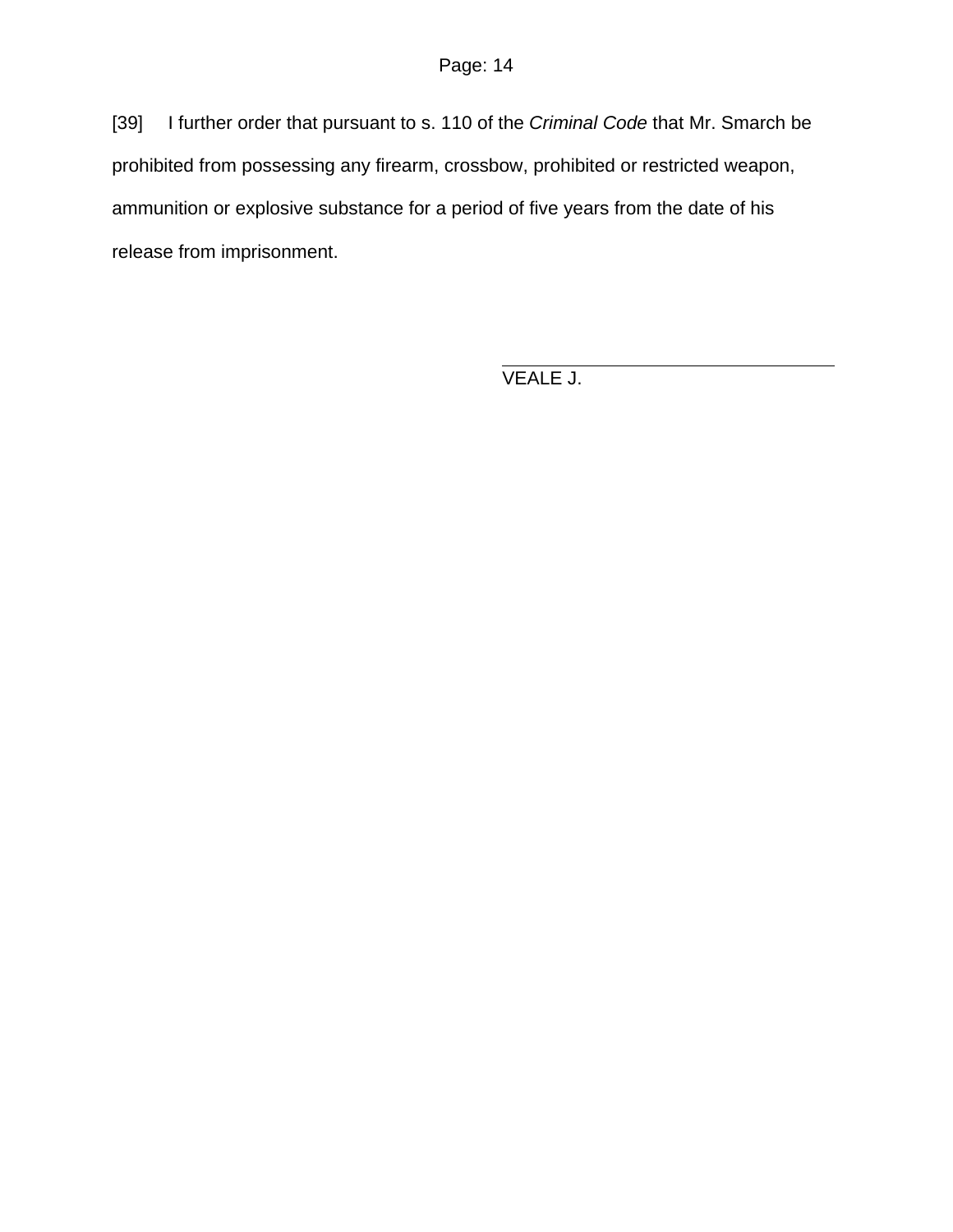[39] I further order that pursuant to s. 110 of the *Criminal Code* that Mr. Smarch be prohibited from possessing any firearm, crossbow, prohibited or restricted weapon, ammunition or explosive substance for a period of five years from the date of his release from imprisonment.

VEALE J.